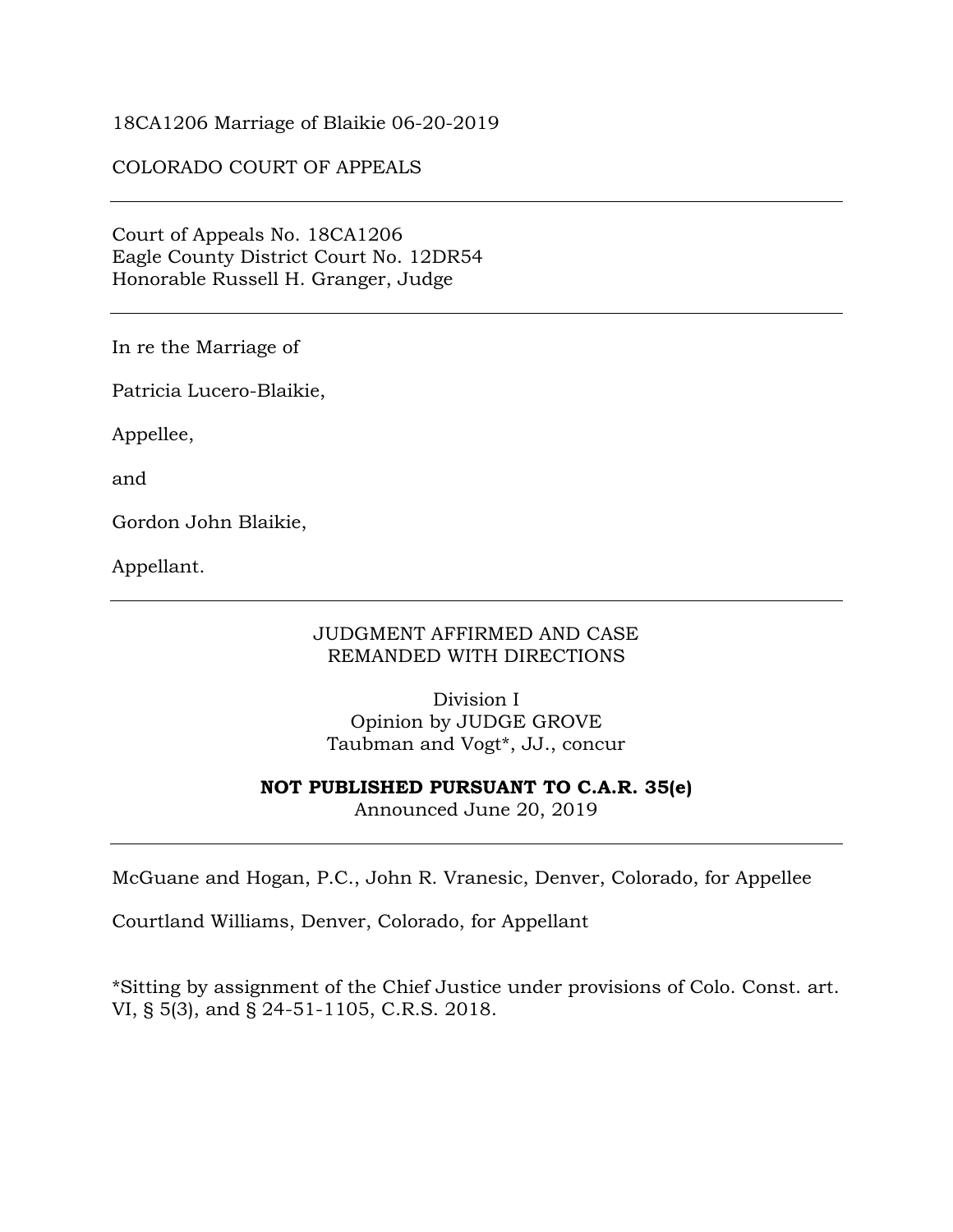18CA1206 Marriage of Blaikie 06-20-2019

COLORADO COURT OF APPEALS

---

Court of Appeals No. 18CA1206
Eagle County District Court No. 12DR54
Honorable Russell H. Granger, Judge

---

In re the Marriage of

Patricia Lucero-Blaikie,

Appellee,

and

Gordon John Blaikie,

Appellant.

---

JUDGMENT AFFIRMED AND CASE
REMANDED WITH DIRECTIONS

Division I
Opinion by JUDGE GROVE
Taubman and Vogt*, JJ., concur

**NOT PUBLISHED PURSUANT TO C.A.R. 35(e)**
Announced June 20, 2019

---

McGuane and Hogan, P.C., John R. Vranesic, Denver, Colorado, for Appellee

Courtland Williams, Denver, Colorado, for Appellant

*Sitting by assignment of the Chief Justice under provisions of Colo. Const. art. VI, § 5(3), and § 24-51-1105, C.R.S. 2018.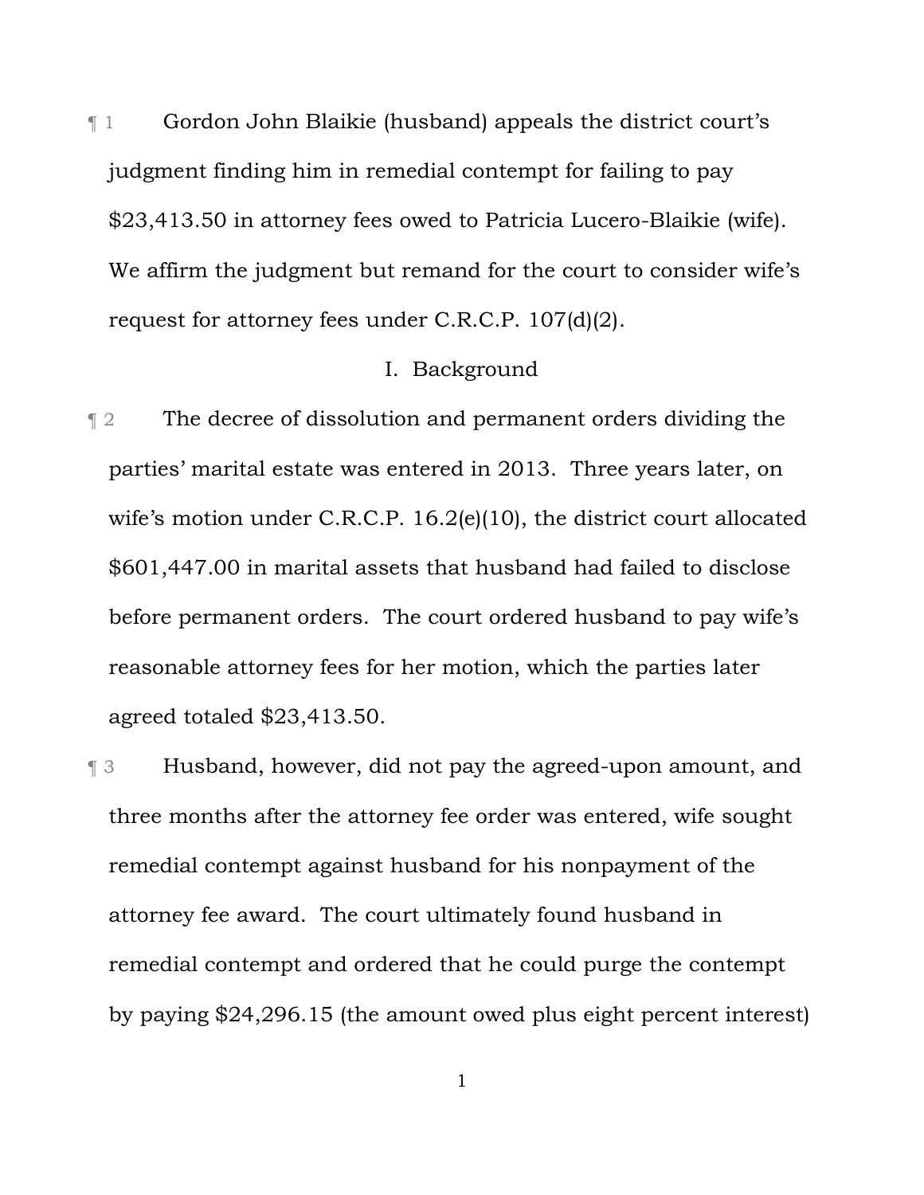¶ 1 Gordon John Blaikie (husband) appeals the district court's judgment finding him in remedial contempt for failing to pay $23,413.50 in attorney fees owed to Patricia Lucero-Blaikie (wife). We affirm the judgment but remand for the court to consider wife's request for attorney fees under C.R.C.P. 107(d)(2).

## I. Background

¶ 2 The decree of dissolution and permanent orders dividing the parties' marital estate was entered in 2013. Three years later, on wife's motion under C.R.C.P. 16.2(e)(10), the district court allocated $601,447.00 in marital assets that husband had failed to disclose before permanent orders. The court ordered husband to pay wife's reasonable attorney fees for her motion, which the parties later agreed totaled $23,413.50.

¶ 3 Husband, however, did not pay the agreed-upon amount, and three months after the attorney fee order was entered, wife sought remedial contempt against husband for his nonpayment of the attorney fee award. The court ultimately found husband in remedial contempt and ordered that he could purge the contempt by paying $24,296.15 (the amount owed plus eight percent interest)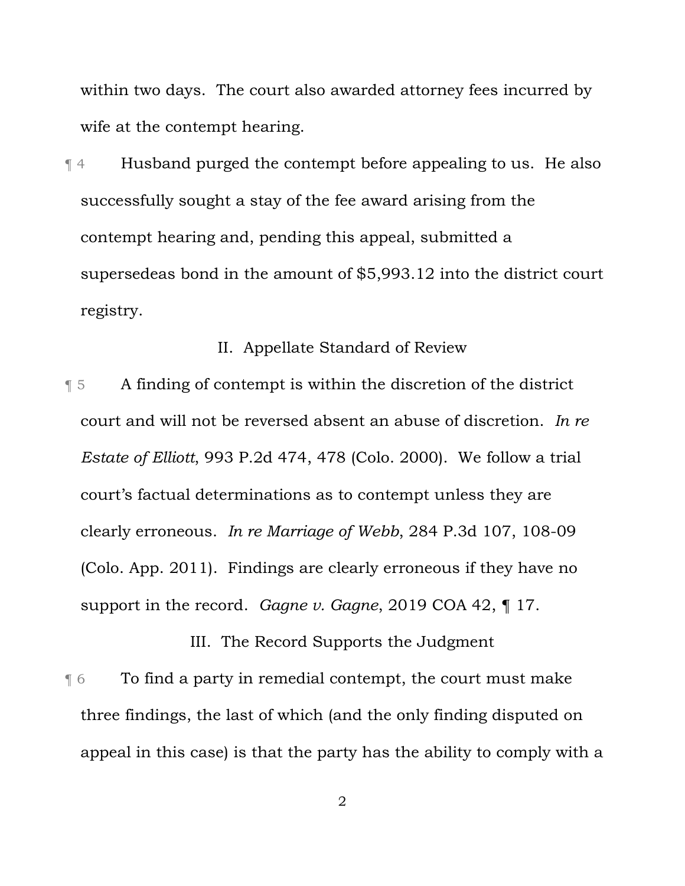within two days. The court also awarded attorney fees incurred by wife at the contempt hearing.

¶ 4 Husband purged the contempt before appealing to us. He also successfully sought a stay of the fee award arising from the contempt hearing and, pending this appeal, submitted a supersedeas bond in the amount of $5,993.12 into the district court registry.

## II. Appellate Standard of Review

¶ 5 A finding of contempt is within the discretion of the district court and will not be reversed absent an abuse of discretion. *In re Estate of Elliott*, 993 P.2d 474, 478 (Colo. 2000). We follow a trial court's factual determinations as to contempt unless they are clearly erroneous. *In re Marriage of Webb*, 284 P.3d 107, 108-09 (Colo. App. 2011). Findings are clearly erroneous if they have no support in the record. *Gagne v. Gagne*, 2019 COA 42, ¶ 17.

## III. The Record Supports the Judgment

¶ 6 To find a party in remedial contempt, the court must make three findings, the last of which (and the only finding disputed on appeal in this case) is that the party has the ability to comply with a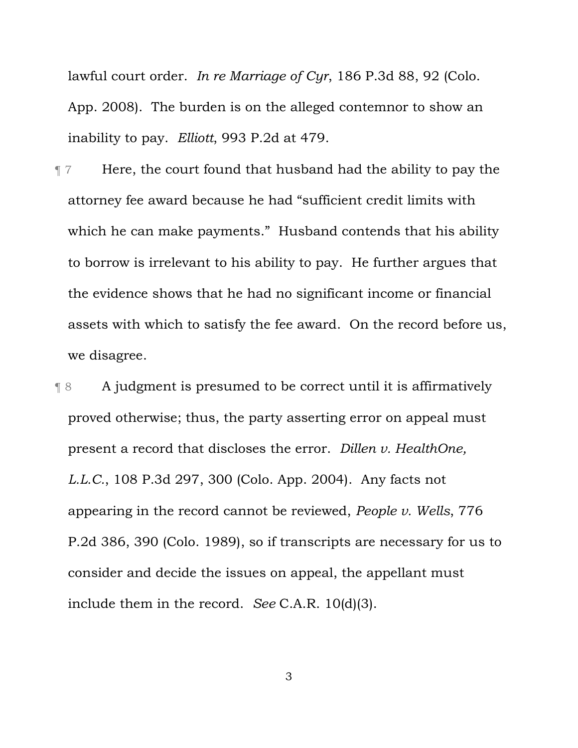lawful court order. *In re Marriage of Cyr*, 186 P.3d 88, 92 (Colo. App. 2008). The burden is on the alleged contemnor to show an inability to pay. *Elliott*, 993 P.2d at 479.

¶ 7 Here, the court found that husband had the ability to pay the attorney fee award because he had "sufficient credit limits with which he can make payments." Husband contends that his ability to borrow is irrelevant to his ability to pay. He further argues that the evidence shows that he had no significant income or financial assets with which to satisfy the fee award. On the record before us, we disagree.

¶ 8 A judgment is presumed to be correct until it is affirmatively proved otherwise; thus, the party asserting error on appeal must present a record that discloses the error. *Dillen v. HealthOne, L.L.C.*, 108 P.3d 297, 300 (Colo. App. 2004). Any facts not appearing in the record cannot be reviewed, *People v. Wells*, 776 P.2d 386, 390 (Colo. 1989), so if transcripts are necessary for us to consider and decide the issues on appeal, the appellant must include them in the record. *See* C.A.R. 10(d)(3).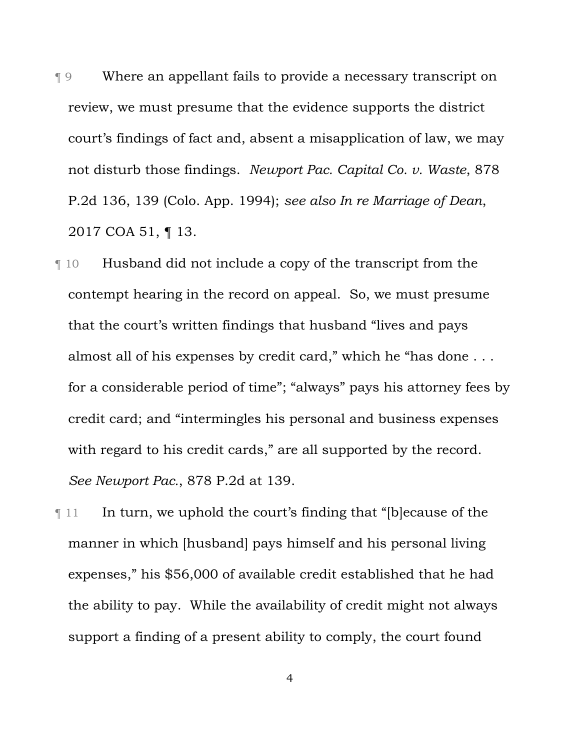¶ 9 Where an appellant fails to provide a necessary transcript on review, we must presume that the evidence supports the district court's findings of fact and, absent a misapplication of law, we may not disturb those findings. *Newport Pac. Capital Co. v. Waste*, 878 P.2d 136, 139 (Colo. App. 1994); *see also In re Marriage of Dean*, 2017 COA 51, ¶ 13.

¶ 10 Husband did not include a copy of the transcript from the contempt hearing in the record on appeal. So, we must presume that the court's written findings that husband "lives and pays almost all of his expenses by credit card," which he "has done . . . for a considerable period of time"; "always" pays his attorney fees by credit card; and "intermingles his personal and business expenses with regard to his credit cards," are all supported by the record. *See Newport Pac.*, 878 P.2d at 139.

¶ 11 In turn, we uphold the court's finding that "[b]ecause of the manner in which [husband] pays himself and his personal living expenses," his $56,000 of available credit established that he had the ability to pay. While the availability of credit might not always support a finding of a present ability to comply, the court found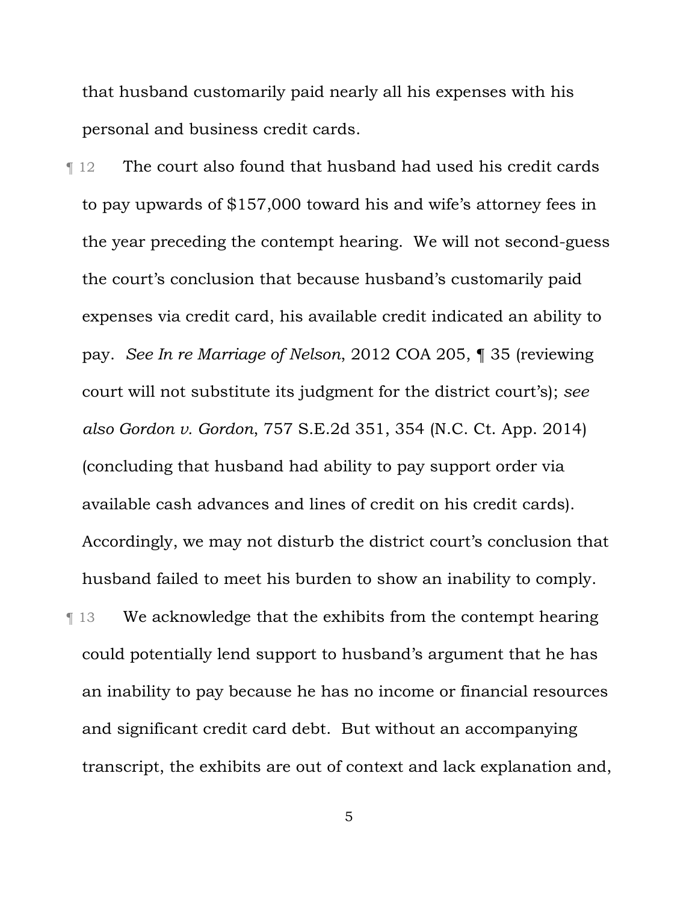that husband customarily paid nearly all his expenses with his personal and business credit cards.

¶ 12 The court also found that husband had used his credit cards to pay upwards of $157,000 toward his and wife's attorney fees in the year preceding the contempt hearing. We will not second-guess the court's conclusion that because husband's customarily paid expenses via credit card, his available credit indicated an ability to pay. *See In re Marriage of Nelson*, 2012 COA 205, ¶ 35 (reviewing court will not substitute its judgment for the district court's); *see also Gordon v. Gordon*, 757 S.E.2d 351, 354 (N.C. Ct. App. 2014) (concluding that husband had ability to pay support order via available cash advances and lines of credit on his credit cards). Accordingly, we may not disturb the district court's conclusion that husband failed to meet his burden to show an inability to comply.

¶ 13 We acknowledge that the exhibits from the contempt hearing could potentially lend support to husband's argument that he has an inability to pay because he has no income or financial resources and significant credit card debt. But without an accompanying transcript, the exhibits are out of context and lack explanation and,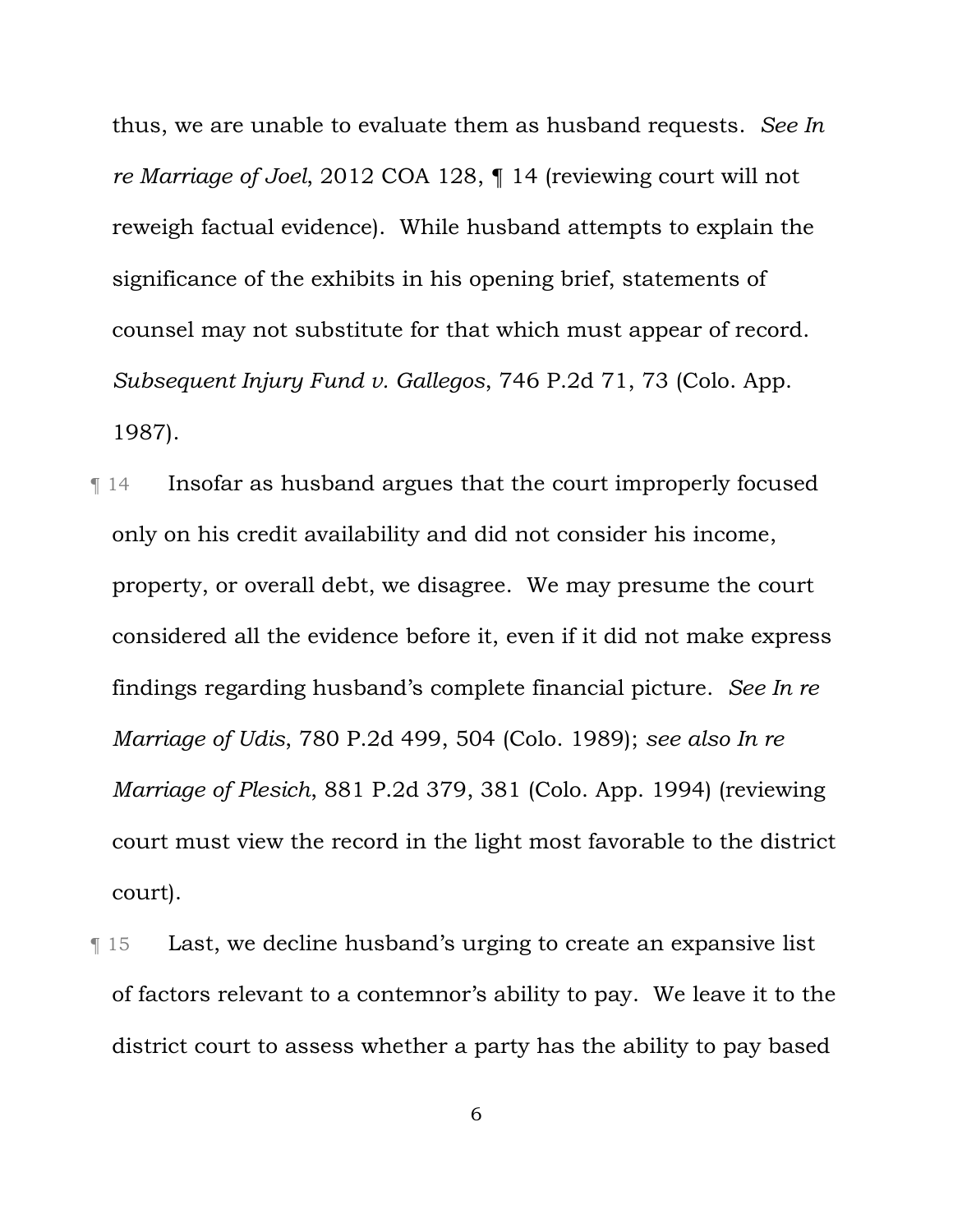thus, we are unable to evaluate them as husband requests. *See In re Marriage of Joel*, 2012 COA 128, ¶ 14 (reviewing court will not reweigh factual evidence). While husband attempts to explain the significance of the exhibits in his opening brief, statements of counsel may not substitute for that which must appear of record. *Subsequent Injury Fund v. Gallegos*, 746 P.2d 71, 73 (Colo. App. 1987).

¶ 14 Insofar as husband argues that the court improperly focused only on his credit availability and did not consider his income, property, or overall debt, we disagree. We may presume the court considered all the evidence before it, even if it did not make express findings regarding husband's complete financial picture. *See In re Marriage of Udis*, 780 P.2d 499, 504 (Colo. 1989); *see also In re Marriage of Plesich*, 881 P.2d 379, 381 (Colo. App. 1994) (reviewing court must view the record in the light most favorable to the district court).

¶ 15 Last, we decline husband's urging to create an expansive list of factors relevant to a contemnor's ability to pay. We leave it to the district court to assess whether a party has the ability to pay based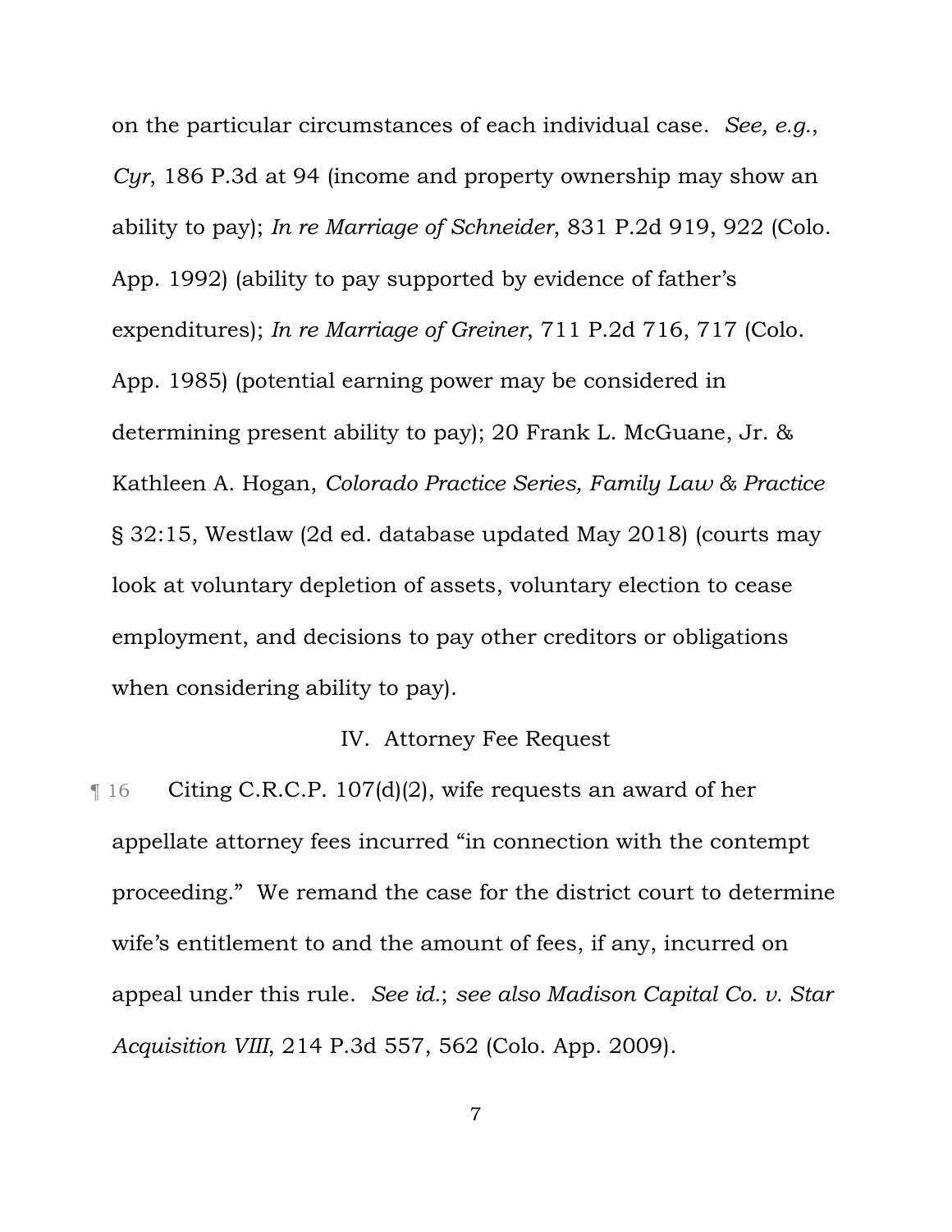on the particular circumstances of each individual case. *See, e.g.*, *Cyr*, 186 P.3d at 94 (income and property ownership may show an ability to pay); *In re Marriage of Schneider*, 831 P.2d 919, 922 (Colo. App. 1992) (ability to pay supported by evidence of father's expenditures); *In re Marriage of Greiner*, 711 P.2d 716, 717 (Colo. App. 1985) (potential earning power may be considered in determining present ability to pay); 20 Frank L. McGuane, Jr. & Kathleen A. Hogan, *Colorado Practice Series, Family Law & Practice* § 32:15, Westlaw (2d ed. database updated May 2018) (courts may look at voluntary depletion of assets, voluntary election to cease employment, and decisions to pay other creditors or obligations when considering ability to pay).

## IV. Attorney Fee Request

¶ 16 Citing C.R.C.P. 107(d)(2), wife requests an award of her appellate attorney fees incurred "in connection with the contempt proceeding." We remand the case for the district court to determine wife's entitlement to and the amount of fees, if any, incurred on appeal under this rule. *See id.*; *see also Madison Capital Co. v. Star Acquisition VIII*, 214 P.3d 557, 562 (Colo. App. 2009).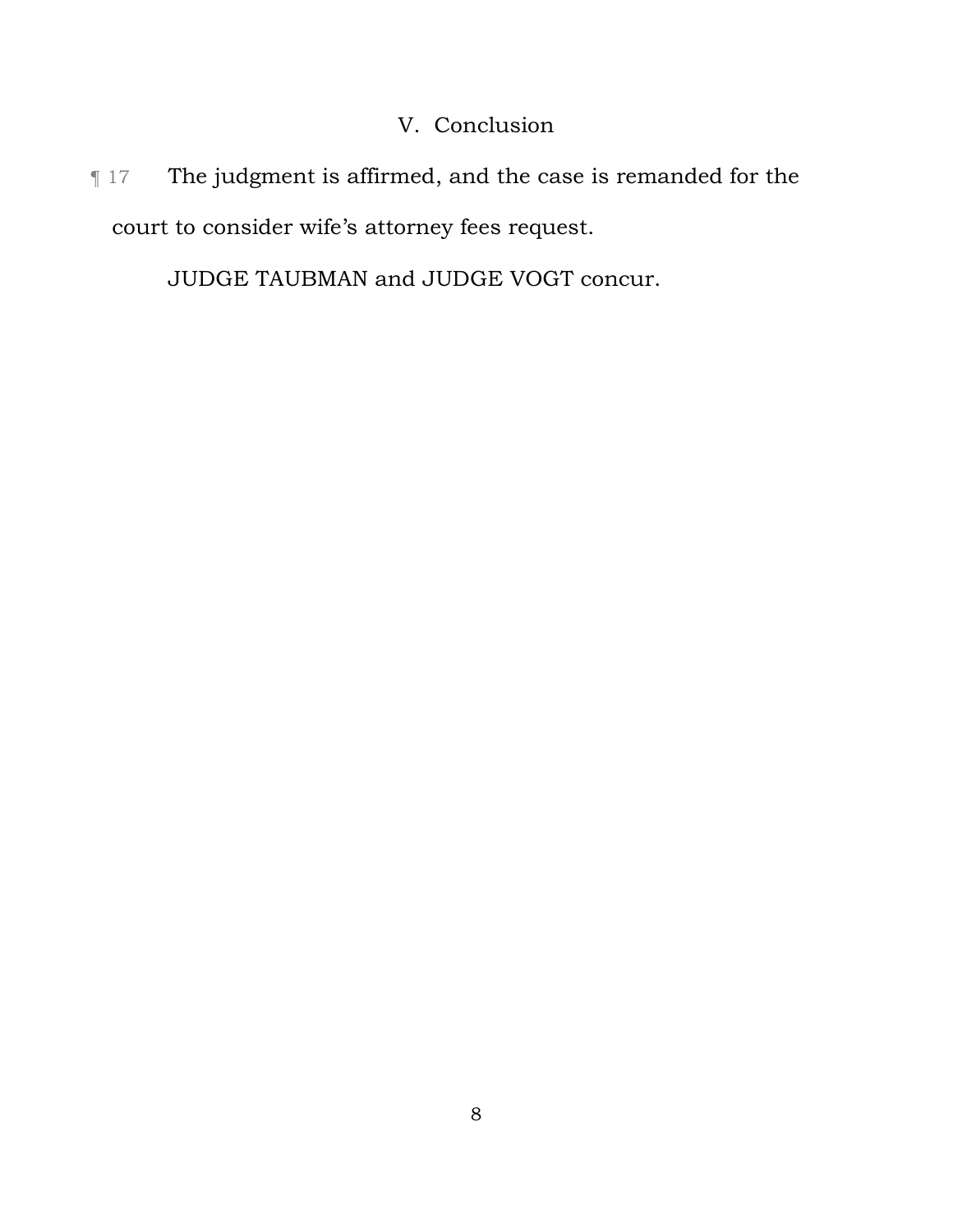## V. Conclusion

¶ 17 The judgment is affirmed, and the case is remanded for the court to consider wife's attorney fees request.

JUDGE TAUBMAN and JUDGE VOGT concur.